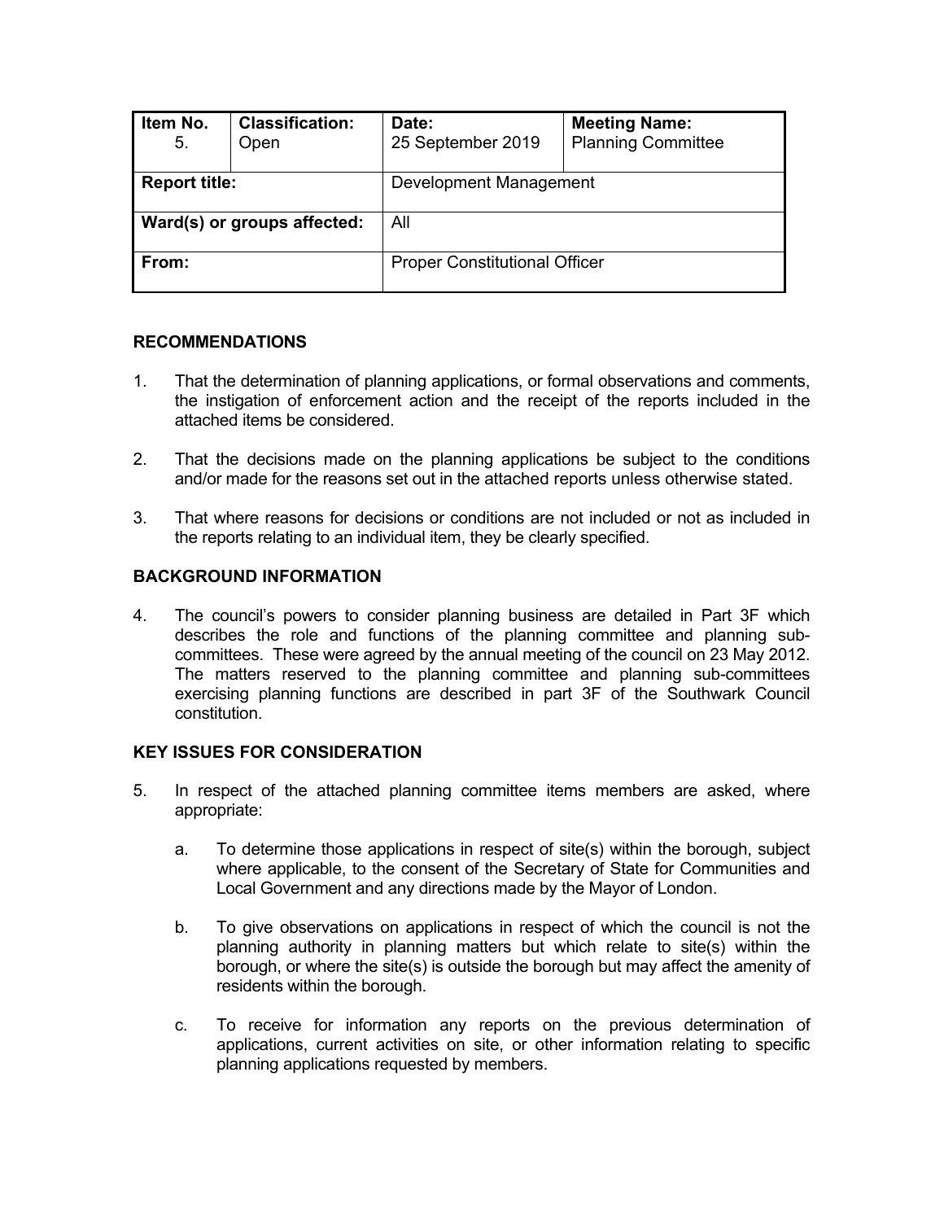| Item No. 5. | Classification: Open | Date: 25 September 2019 | Meeting Name: Planning Committee |
|---|---|---|---|
| Report title: | | Development Management | |
| Ward(s) or groups affected: | | All | |
| From: | | Proper Constitutional Officer | |

## RECOMMENDATIONS

1. That the determination of planning applications, or formal observations and comments, the instigation of enforcement action and the receipt of the reports included in the attached items be considered.

2. That the decisions made on the planning applications be subject to the conditions and/or made for the reasons set out in the attached reports unless otherwise stated.

3. That where reasons for decisions or conditions are not included or not as included in the reports relating to an individual item, they be clearly specified.

## BACKGROUND INFORMATION

4. The council's powers to consider planning business are detailed in Part 3F which describes the role and functions of the planning committee and planning sub-committees. These were agreed by the annual meeting of the council on 23 May 2012. The matters reserved to the planning committee and planning sub-committees exercising planning functions are described in part 3F of the Southwark Council constitution.

## KEY ISSUES FOR CONSIDERATION

5. In respect of the attached planning committee items members are asked, where appropriate:

   a. To determine those applications in respect of site(s) within the borough, subject where applicable, to the consent of the Secretary of State for Communities and Local Government and any directions made by the Mayor of London.

   b. To give observations on applications in respect of which the council is not the planning authority in planning matters but which relate to site(s) within the borough, or where the site(s) is outside the borough but may affect the amenity of residents within the borough.

   c. To receive for information any reports on the previous determination of applications, current activities on site, or other information relating to specific planning applications requested by members.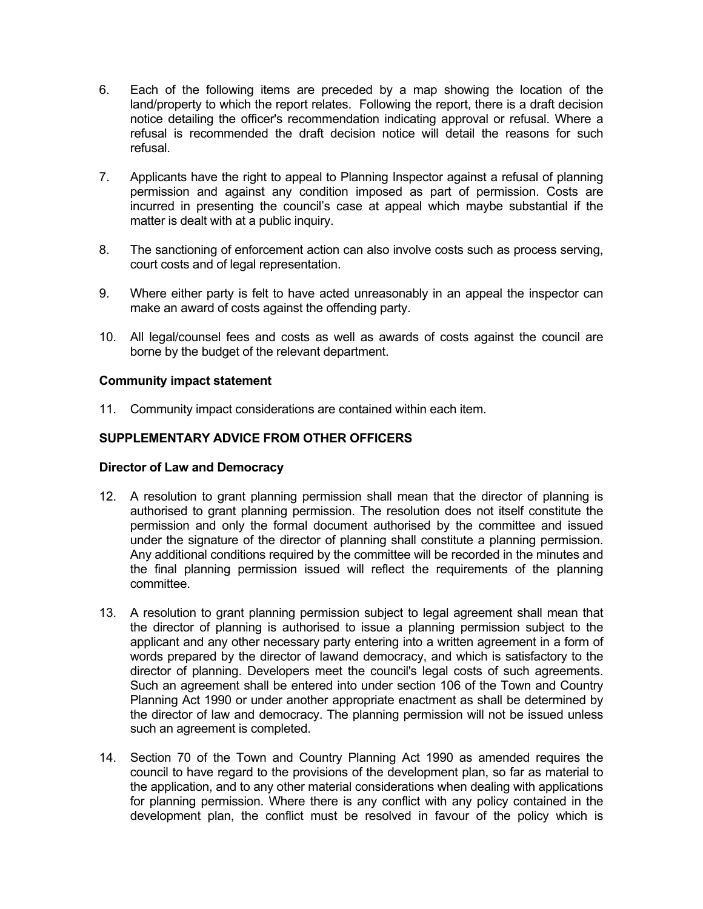6. Each of the following items are preceded by a map showing the location of the land/property to which the report relates. Following the report, there is a draft decision notice detailing the officer's recommendation indicating approval or refusal. Where a refusal is recommended the draft decision notice will detail the reasons for such refusal.

7. Applicants have the right to appeal to Planning Inspector against a refusal of planning permission and against any condition imposed as part of permission. Costs are incurred in presenting the council's case at appeal which maybe substantial if the matter is dealt with at a public inquiry.

8. The sanctioning of enforcement action can also involve costs such as process serving, court costs and of legal representation.

9. Where either party is felt to have acted unreasonably in an appeal the inspector can make an award of costs against the offending party.

10. All legal/counsel fees and costs as well as awards of costs against the council are borne by the budget of the relevant department.

**Community impact statement**

11. Community impact considerations are contained within each item.

**SUPPLEMENTARY ADVICE FROM OTHER OFFICERS**

**Director of Law and Democracy**

12. A resolution to grant planning permission shall mean that the director of planning is authorised to grant planning permission. The resolution does not itself constitute the permission and only the formal document authorised by the committee and issued under the signature of the director of planning shall constitute a planning permission. Any additional conditions required by the committee will be recorded in the minutes and the final planning permission issued will reflect the requirements of the planning committee.

13. A resolution to grant planning permission subject to legal agreement shall mean that the director of planning is authorised to issue a planning permission subject to the applicant and any other necessary party entering into a written agreement in a form of words prepared by the director of lawand democracy, and which is satisfactory to the director of planning. Developers meet the council's legal costs of such agreements. Such an agreement shall be entered into under section 106 of the Town and Country Planning Act 1990 or under another appropriate enactment as shall be determined by the director of law and democracy. The planning permission will not be issued unless such an agreement is completed.

14. Section 70 of the Town and Country Planning Act 1990 as amended requires the council to have regard to the provisions of the development plan, so far as material to the application, and to any other material considerations when dealing with applications for planning permission. Where there is any conflict with any policy contained in the development plan, the conflict must be resolved in favour of the policy which is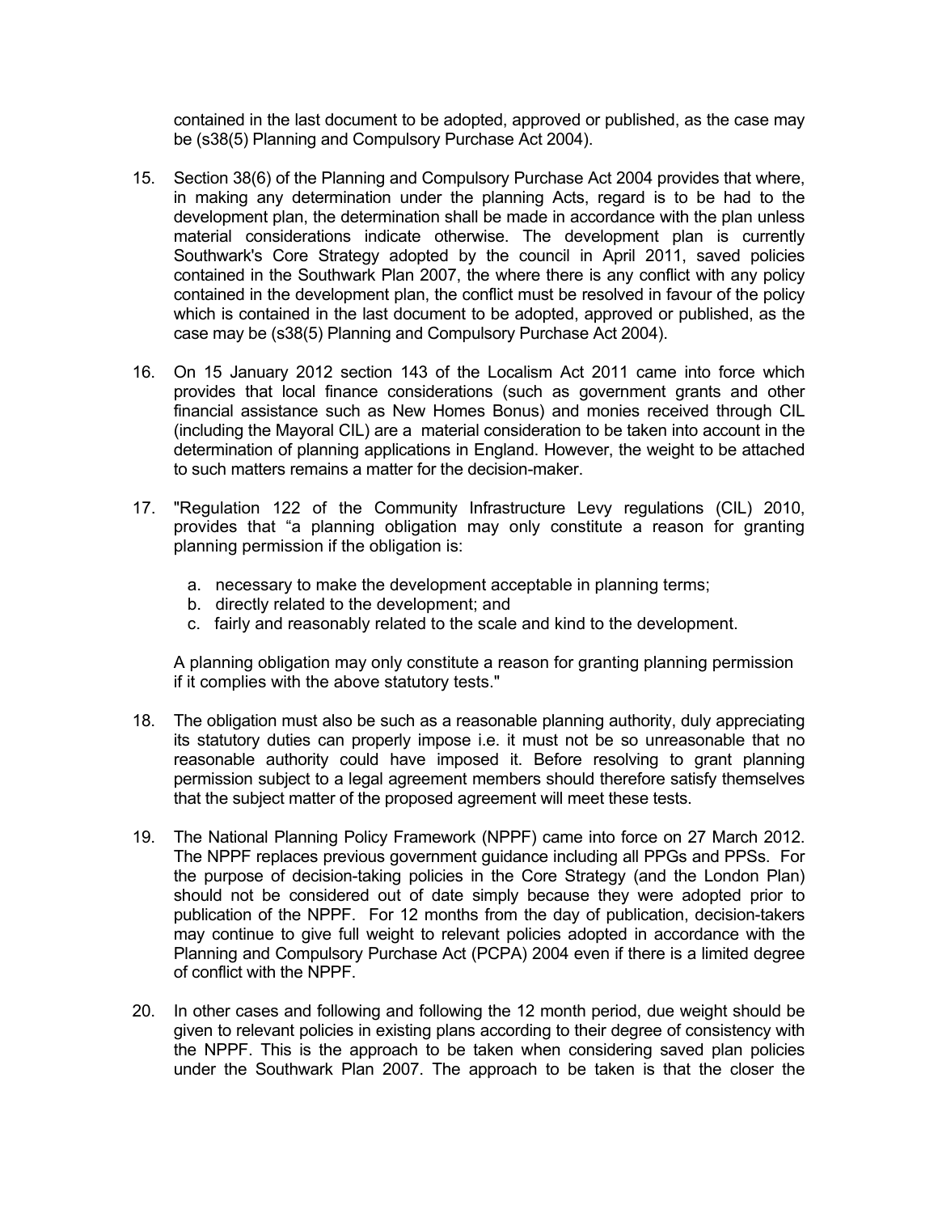contained in the last document to be adopted, approved or published, as the case may be (s38(5) Planning and Compulsory Purchase Act 2004).

15. Section 38(6) of the Planning and Compulsory Purchase Act 2004 provides that where, in making any determination under the planning Acts, regard is to be had to the development plan, the determination shall be made in accordance with the plan unless material considerations indicate otherwise. The development plan is currently Southwark's Core Strategy adopted by the council in April 2011, saved policies contained in the Southwark Plan 2007, the where there is any conflict with any policy contained in the development plan, the conflict must be resolved in favour of the policy which is contained in the last document to be adopted, approved or published, as the case may be (s38(5) Planning and Compulsory Purchase Act 2004).

16. On 15 January 2012 section 143 of the Localism Act 2011 came into force which provides that local finance considerations (such as government grants and other financial assistance such as New Homes Bonus) and monies received through CIL (including the Mayoral CIL) are a material consideration to be taken into account in the determination of planning applications in England. However, the weight to be attached to such matters remains a matter for the decision-maker.

17. "Regulation 122 of the Community Infrastructure Levy regulations (CIL) 2010, provides that "a planning obligation may only constitute a reason for granting planning permission if the obligation is:

    a. necessary to make the development acceptable in planning terms;
    b. directly related to the development; and
    c. fairly and reasonably related to the scale and kind to the development.

    A planning obligation may only constitute a reason for granting planning permission if it complies with the above statutory tests."

18. The obligation must also be such as a reasonable planning authority, duly appreciating its statutory duties can properly impose i.e. it must not be so unreasonable that no reasonable authority could have imposed it. Before resolving to grant planning permission subject to a legal agreement members should therefore satisfy themselves that the subject matter of the proposed agreement will meet these tests.

19. The National Planning Policy Framework (NPPF) came into force on 27 March 2012. The NPPF replaces previous government guidance including all PPGs and PPSs. For the purpose of decision-taking policies in the Core Strategy (and the London Plan) should not be considered out of date simply because they were adopted prior to publication of the NPPF. For 12 months from the day of publication, decision-takers may continue to give full weight to relevant policies adopted in accordance with the Planning and Compulsory Purchase Act (PCPA) 2004 even if there is a limited degree of conflict with the NPPF.

20. In other cases and following and following the 12 month period, due weight should be given to relevant policies in existing plans according to their degree of consistency with the NPPF. This is the approach to be taken when considering saved plan policies under the Southwark Plan 2007. The approach to be taken is that the closer the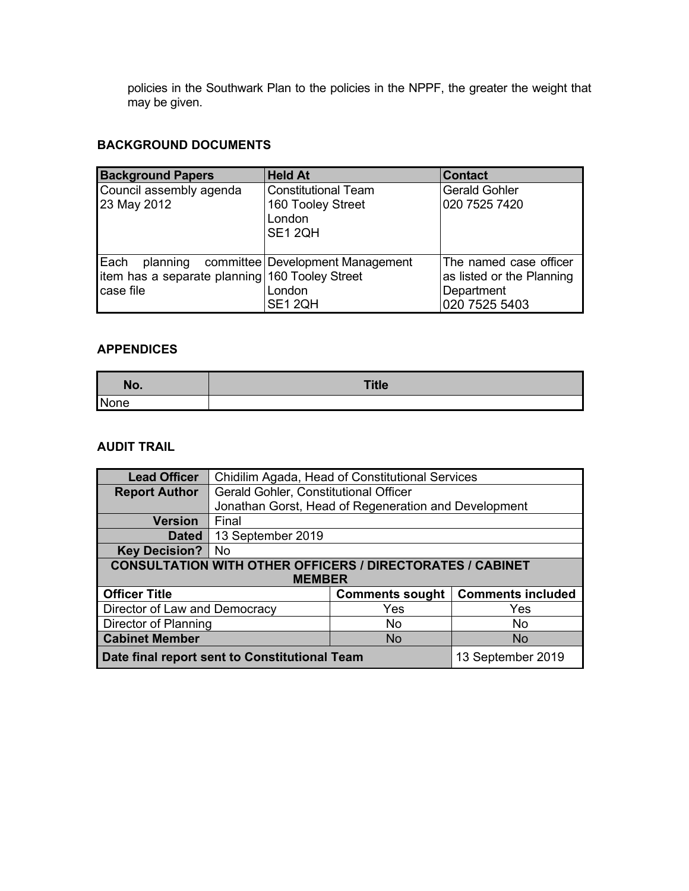policies in the Southwark Plan to the policies in the NPPF, the greater the weight that may be given.

## BACKGROUND DOCUMENTS

| Background Papers | Held At | Contact |
|---|---|---|
| Council assembly agenda 23 May 2012 | Constitutional Team<br>160 Tooley Street<br>London<br>SE1 2QH | Gerald Gohler<br>020 7525 7420 |
| Each planning committee item has a separate planning case file | Development Management<br>160 Tooley Street<br>London<br>SE1 2QH | The named case officer as listed or the Planning Department<br>020 7525 5403 |

## APPENDICES

| No. | Title |
|---|---|
| None | |

## AUDIT TRAIL

| | | |
|---|---|---|
| **Lead Officer** | Chidilim Agada, Head of Constitutional Services | |
| **Report Author** | Gerald Gohler, Constitutional Officer<br>Jonathan Gorst, Head of Regeneration and Development | |
| **Version** | Final | |
| **Dated** | 13 September 2019 | |
| **Key Decision?** | No | |
| **CONSULTATION WITH OTHER OFFICERS / DIRECTORATES / CABINET MEMBER** | | |
| **Officer Title** | **Comments sought** | **Comments included** |
| Director of Law and Democracy | Yes | Yes |
| Director of Planning | No | No |
| **Cabinet Member** | No | No |
| **Date final report sent to Constitutional Team** | | 13 September 2019 |